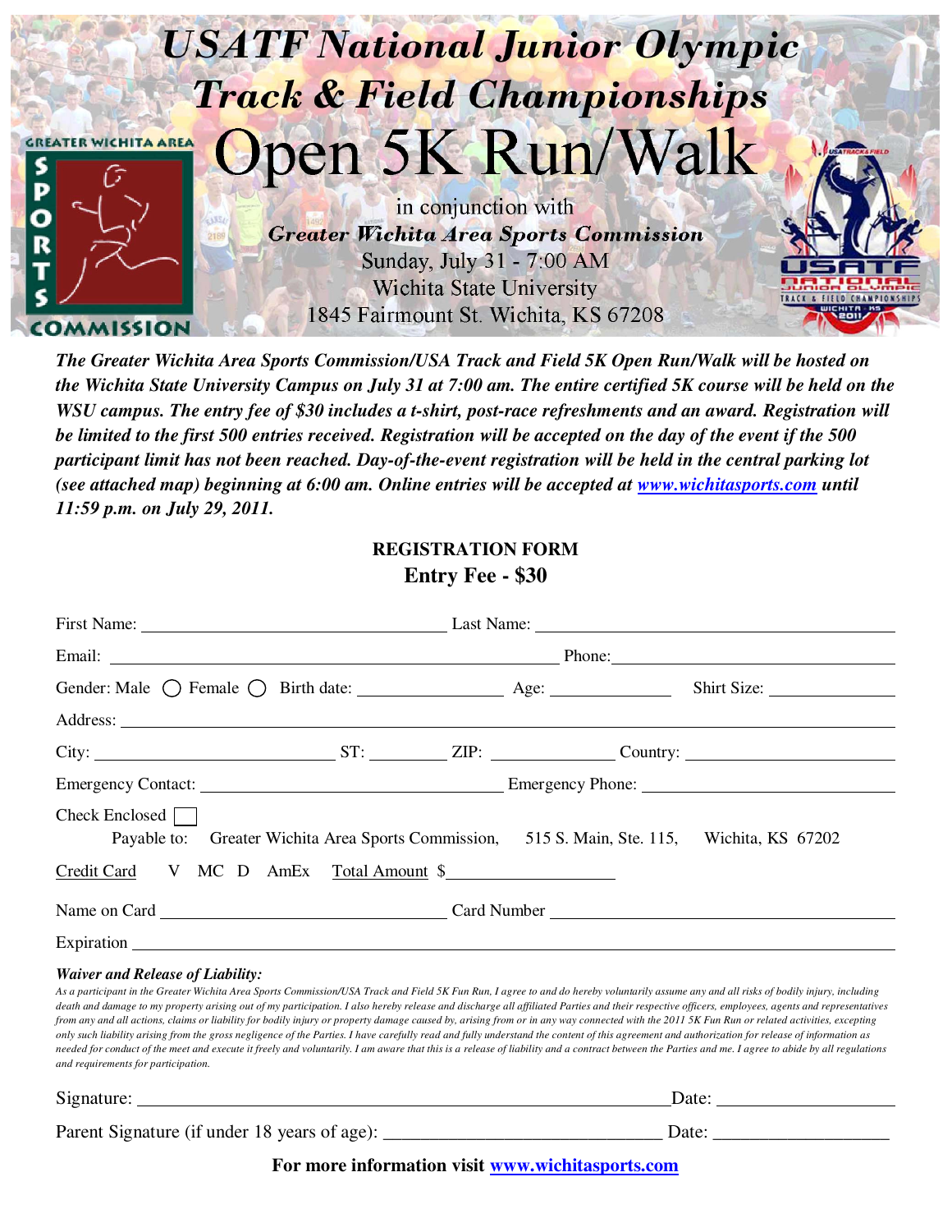# USATF National Junior Olympic Track & Field Championships

# Open 5K Run/Walk

in conjunction with

***Greater Wichita Area Sports Commission***

Sunday, July 31 - 7:00 AM

Wichita State University

1845 Fairmount St. Wichita, KS 67208

GREATER WICHITA AREA SPORTS COMMISSION

USATF NATIONAL JUNIOR OLYMPIC TRACK & FIELD CHAMPIONSHIPS WICHITA · KS 2011

***The Greater Wichita Area Sports Commission/USA Track and Field 5K Open Run/Walk will be hosted on the Wichita State University Campus on July 31 at 7:00 am. The entire certified 5K course will be held on the WSU campus. The entry fee of $30 includes a t-shirt, post-race refreshments and an award. Registration will be limited to the first 500 entries received. Registration will be accepted on the day of the event if the 500 participant limit has not been reached. Day-of-the-event registration will be held in the central parking lot (see attached map) beginning at 6:00 am. Online entries will be accepted at [www.wichitasports.com](http://www.wichitasports.com) until 11:59 p.m. on July 29, 2011.***

## REGISTRATION FORM

### Entry Fee - $30

First Name: ______________________ Last Name: ______________________

Email: ______________________ Phone: ______________________

Gender: Male ◯ Female ◯ Birth date: __________ Age: __________ Shirt Size: __________

Address: ______________________

City: __________ ST: ______ ZIP: ______ Country: __________

Emergency Contact: ______________________ Emergency Phone: ______________________

Check Enclosed ☐

Payable to: Greater Wichita Area Sports Commission, 515 S. Main, Ste. 115, Wichita, KS 67202

Credit Card V MC D AmEx Total Amount $__________

Name on Card ______________________ Card Number ______________________

Expiration ______________________

***Waiver and Release of Liability:***

*As a participant in the Greater Wichita Area Sports Commission/USA Track and Field 5K Fun Run, I agree to and do hereby voluntarily assume any and all risks of bodily injury, including death and damage to my property arising out of my participation. I also hereby release and discharge all affiliated Parties and their respective officers, employees, agents and representatives from any and all actions, claims or liability for bodily injury or property damage caused by, arising from or in any way connected with the 2011 5K Fun Run or related activities, excepting only such liability arising from the gross negligence of the Parties. I have carefully read and fully understand the content of this agreement and authorization for release of information as needed for conduct of the meet and execute it freely and voluntarily. I am aware that this is a release of liability and a contract between the Parties and me. I agree to abide by all regulations and requirements for participation.*

Signature: ______________________ Date: __________

Parent Signature (if under 18 years of age): ______________________ Date: __________

**For more information visit [www.wichitasports.com](http://www.wichitasports.com)**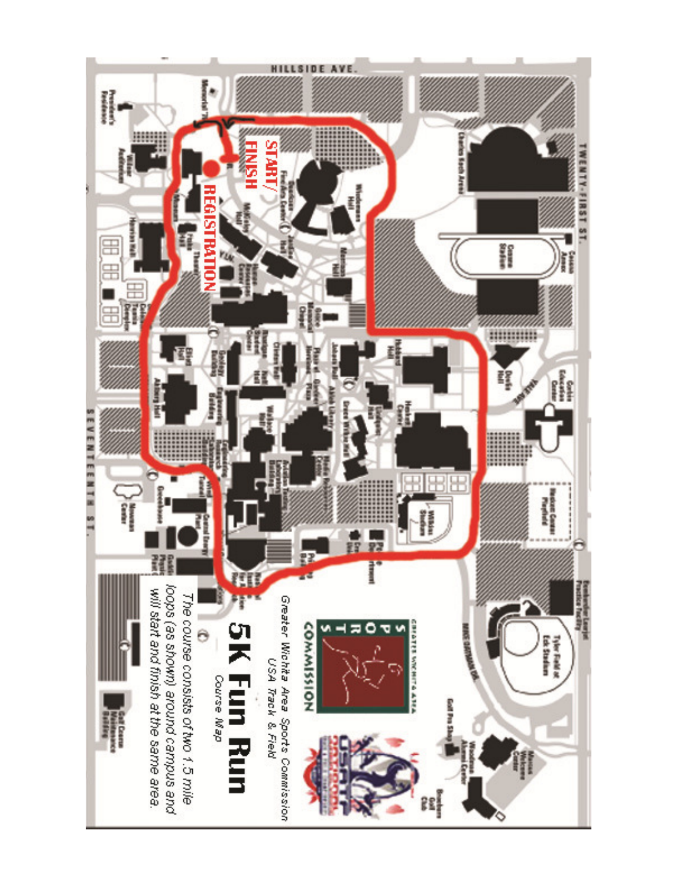# 5K Fun Run

Course Map

*The course consists of two 1.5 mile loops (as shown) around campus and will start and finish at the same area.*

START/ FINISH

REGISTRATION

*Greater Wichita Area Sports Commission*

*USA Track & Field*